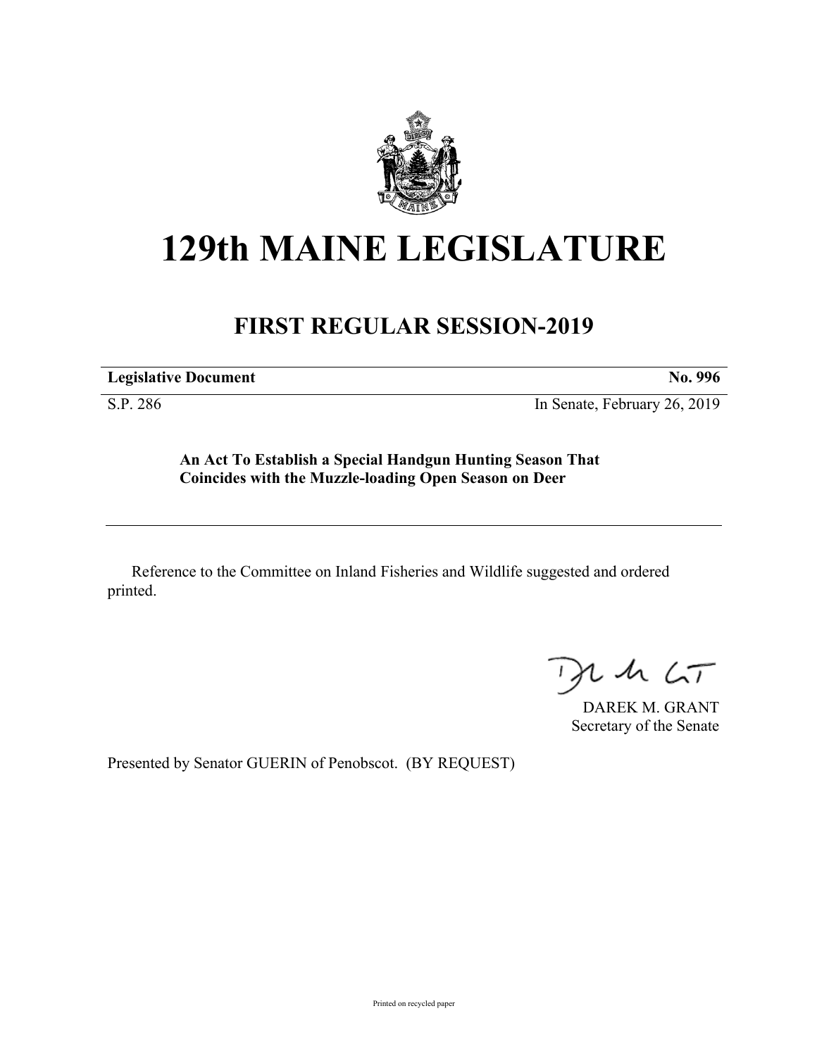# 129th MAINE LEGISLATURE

## FIRST REGULAR SESSION-2019

| **Legislative Document** | **No. 996** |
|---|---|
| S.P. 286 | In Senate, February 26, 2019 |

**An Act To Establish a Special Handgun Hunting Season That Coincides with the Muzzle-loading Open Season on Deer**

Reference to the Committee on Inland Fisheries and Wildlife suggested and ordered printed.

DAREK M. GRANT
Secretary of the Senate

Presented by Senator GUERIN of Penobscot. (BY REQUEST)

Printed on recycled paper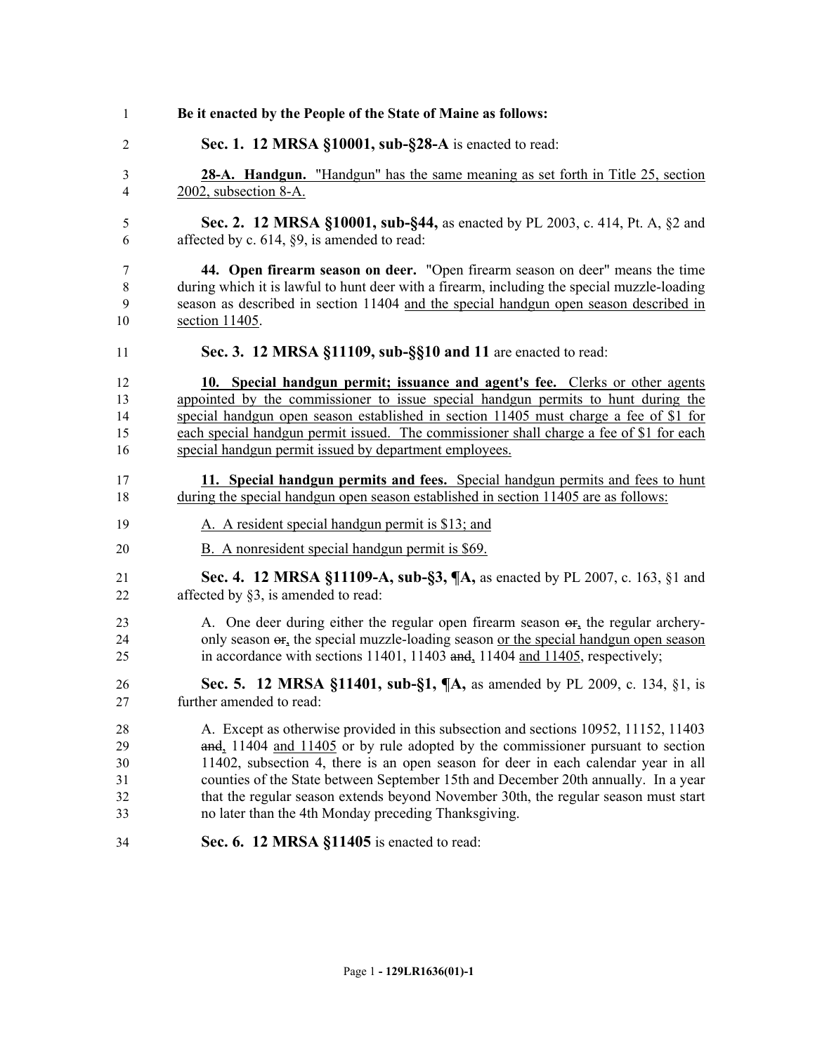**Be it enacted by the People of the State of Maine as follows:**

**Sec. 1. 12 MRSA §10001, sub-§28-A** is enacted to read:

**28-A. Handgun.** "Handgun" has the same meaning as set forth in Title 25, section 2002, subsection 8-A.

**Sec. 2. 12 MRSA §10001, sub-§44,** as enacted by PL 2003, c. 414, Pt. A, §2 and affected by c. 614, §9, is amended to read:

**44. Open firearm season on deer.** "Open firearm season on deer" means the time during which it is lawful to hunt deer with a firearm, including the special muzzle-loading season as described in section 11404 and the special handgun open season described in section 11405.

**Sec. 3. 12 MRSA §11109, sub-§§10 and 11** are enacted to read:

**10. Special handgun permit; issuance and agent's fee.** Clerks or other agents appointed by the commissioner to issue special handgun permits to hunt during the special handgun open season established in section 11405 must charge a fee of $1 for each special handgun permit issued. The commissioner shall charge a fee of $1 for each special handgun permit issued by department employees.

**11. Special handgun permits and fees.** Special handgun permits and fees to hunt during the special handgun open season established in section 11405 are as follows:

A. A resident special handgun permit is $13; and

B. A nonresident special handgun permit is $69.

**Sec. 4. 12 MRSA §11109-A, sub-§3, ¶A,** as enacted by PL 2007, c. 163, §1 and affected by §3, is amended to read:

A. One deer during either the regular open firearm season ~~or~~, the regular archery-only season ~~or~~, the special muzzle-loading season or the special handgun open season in accordance with sections 11401, 11403 ~~and~~, 11404 and 11405, respectively;

**Sec. 5. 12 MRSA §11401, sub-§1, ¶A,** as amended by PL 2009, c. 134, §1, is further amended to read:

A. Except as otherwise provided in this subsection and sections 10952, 11152, 11403 ~~and~~, 11404 and 11405 or by rule adopted by the commissioner pursuant to section 11402, subsection 4, there is an open season for deer in each calendar year in all counties of the State between September 15th and December 20th annually. In a year that the regular season extends beyond November 30th, the regular season must start no later than the 4th Monday preceding Thanksgiving.

**Sec. 6. 12 MRSA §11405** is enacted to read: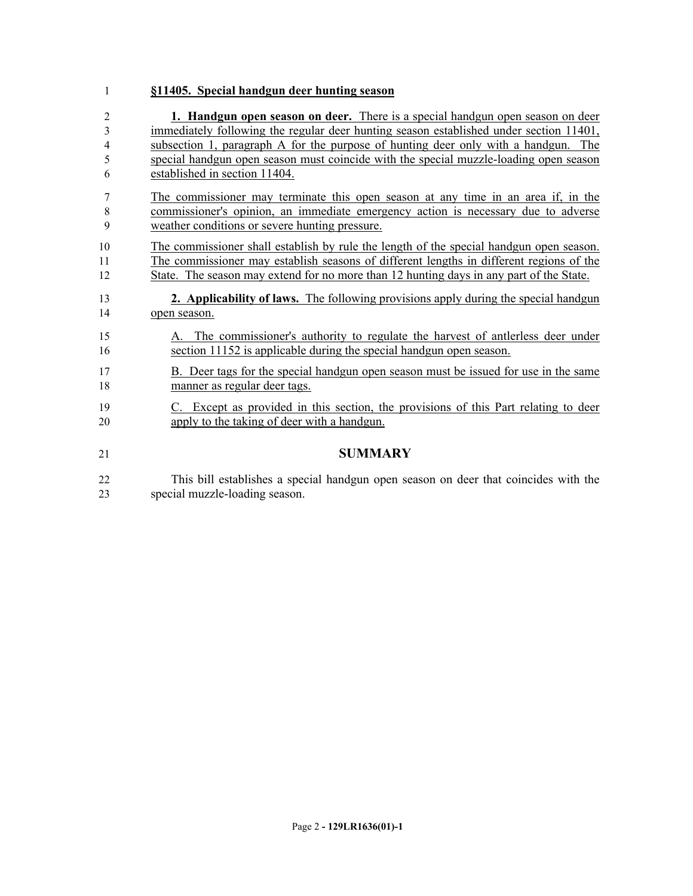**§11405. Special handgun deer hunting season**

**1. Handgun open season on deer.** There is a special handgun open season on deer immediately following the regular deer hunting season established under section 11401, subsection 1, paragraph A for the purpose of hunting deer only with a handgun. The special handgun open season must coincide with the special muzzle-loading open season established in section 11404.

The commissioner may terminate this open season at any time in an area if, in the commissioner's opinion, an immediate emergency action is necessary due to adverse weather conditions or severe hunting pressure.

The commissioner shall establish by rule the length of the special handgun open season. The commissioner may establish seasons of different lengths in different regions of the State. The season may extend for no more than 12 hunting days in any part of the State.

**2. Applicability of laws.** The following provisions apply during the special handgun open season.

A. The commissioner's authority to regulate the harvest of antlerless deer under section 11152 is applicable during the special handgun open season.

B. Deer tags for the special handgun open season must be issued for use in the same manner as regular deer tags.

C. Except as provided in this section, the provisions of this Part relating to deer apply to the taking of deer with a handgun.

## SUMMARY

This bill establishes a special handgun open season on deer that coincides with the special muzzle-loading season.